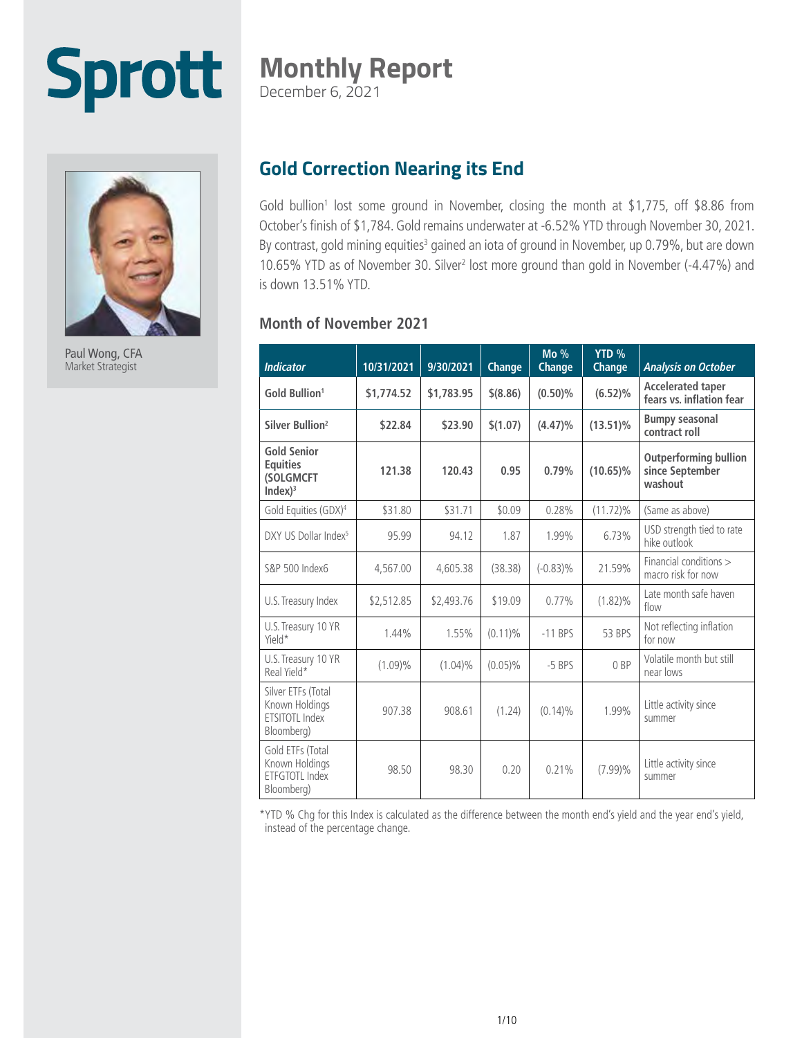Sprott

# Monthly Report

December 6, 2021

Paul Wong, CFA
Market Strategist

## Gold Correction Nearing its End

Gold bullion[1] lost some ground in November, closing the month at $1,775, off $8.86 from October's finish of $1,784. Gold remains underwater at -6.52% YTD through November 30, 2021. By contrast, gold mining equities[3] gained an iota of ground in November, up 0.79%, but are down 10.65% YTD as of November 30. Silver[2] lost more ground than gold in November (-4.47%) and is down 13.51% YTD.

### Month of November 2021

| *Indicator* | 10/31/2021 | 9/30/2021 | Change | Mo % Change | YTD % Change | *Analysis on October* |
|---|---|---|---|---|---|---|
| **Gold Bullion[1]** | **$1,774.52** | **$1,783.95** | **$(8.86)** | **(0.50)%** | **(6.52)%** | **Accelerated taper fears vs. inflation fear** |
| **Silver Bullion[2]** | **$22.84** | **$23.90** | **$(1.07)** | **(4.47)%** | **(13.51)%** | **Bumpy seasonal contract roll** |
| **Gold Senior Equities (SOLGMCFT Index)[3]** | **121.38** | **120.43** | **0.95** | **0.79%** | **(10.65)%** | **Outperforming bullion since September washout** |
| Gold Equities (GDX)[4] | $31.80 | $31.71 | $0.09 | 0.28% | (11.72)% | (Same as above) |
| DXY US Dollar Index[5] | 95.99 | 94.12 | 1.87 | 1.99% | 6.73% | USD strength tied to rate hike outlook |
| S&P 500 Index6 | 4,567.00 | 4,605.38 | (38.38) | (-0.83)% | 21.59% | Financial conditions > macro risk for now |
| U.S. Treasury Index | $2,512.85 | $2,493.76 | $19.09 | 0.77% | (1.82)% | Late month safe haven flow |
| U.S. Treasury 10 YR Yield* | 1.44% | 1.55% | (0.11)% | -11 BPS | 53 BPS | Not reflecting inflation for now |
| U.S. Treasury 10 YR Real Yield* | (1.09)% | (1.04)% | (0.05)% | -5 BPS | 0 BP | Volatile month but still near lows |
| Silver ETFs (Total Known Holdings ETSITOTL Index Bloomberg) | 907.38 | 908.61 | (1.24) | (0.14)% | 1.99% | Little activity since summer |
| Gold ETFs (Total Known Holdings ETFGTOTL Index Bloomberg) | 98.50 | 98.30 | 0.20 | 0.21% | (7.99)% | Little activity since summer |

*YTD % Chg for this Index is calculated as the difference between the month end's yield and the year end's yield, instead of the percentage change.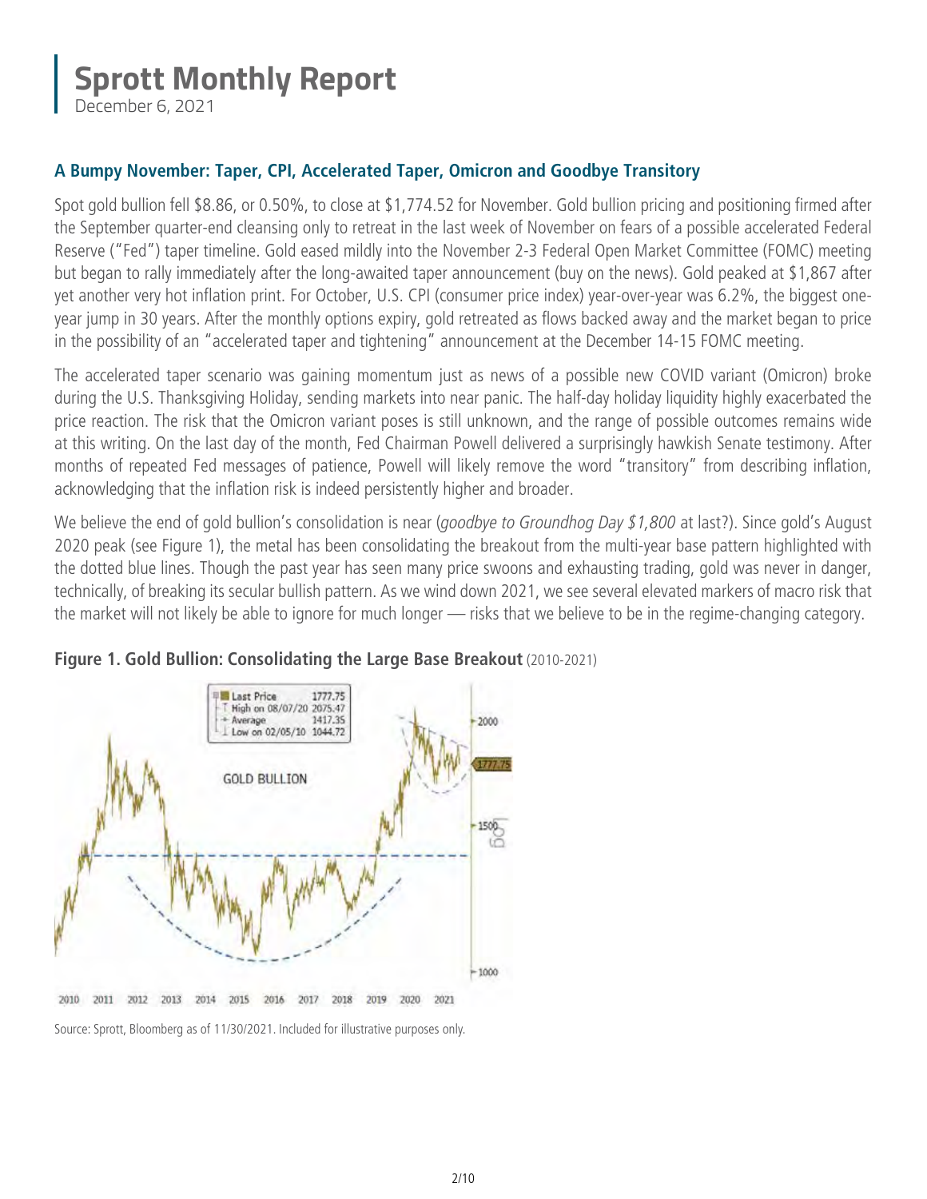# Sprott Monthly Report

December 6, 2021

## A Bumpy November: Taper, CPI, Accelerated Taper, Omicron and Goodbye Transitory

Spot gold bullion fell $8.86, or 0.50%, to close at $1,774.52 for November. Gold bullion pricing and positioning firmed after the September quarter-end cleansing only to retreat in the last week of November on fears of a possible accelerated Federal Reserve ("Fed") taper timeline. Gold eased mildly into the November 2-3 Federal Open Market Committee (FOMC) meeting but began to rally immediately after the long-awaited taper announcement (buy on the news). Gold peaked at $1,867 after yet another very hot inflation print. For October, U.S. CPI (consumer price index) year-over-year was 6.2%, the biggest one-year jump in 30 years. After the monthly options expiry, gold retreated as flows backed away and the market began to price in the possibility of an "accelerated taper and tightening" announcement at the December 14-15 FOMC meeting.

The accelerated taper scenario was gaining momentum just as news of a possible new COVID variant (Omicron) broke during the U.S. Thanksgiving Holiday, sending markets into near panic. The half-day holiday liquidity highly exacerbated the price reaction. The risk that the Omicron variant poses is still unknown, and the range of possible outcomes remains wide at this writing. On the last day of the month, Fed Chairman Powell delivered a surprisingly hawkish Senate testimony. After months of repeated Fed messages of patience, Powell will likely remove the word "transitory" from describing inflation, acknowledging that the inflation risk is indeed persistently higher and broader.

We believe the end of gold bullion's consolidation is near (*goodbye to Groundhog Day $1,800* at last?). Since gold's August 2020 peak (see Figure 1), the metal has been consolidating the breakout from the multi-year base pattern highlighted with the dotted blue lines. Though the past year has seen many price swoons and exhausting trading, gold was never in danger, technically, of breaking its secular bullish pattern. As we wind down 2021, we see several elevated markers of macro risk that the market will not likely be able to ignore for much longer — risks that we believe to be in the regime-changing category.

**Figure 1. Gold Bullion: Consolidating the Large Base Breakout** (2010-2021)

Source: Sprott, Bloomberg as of 11/30/2021. Included for illustrative purposes only.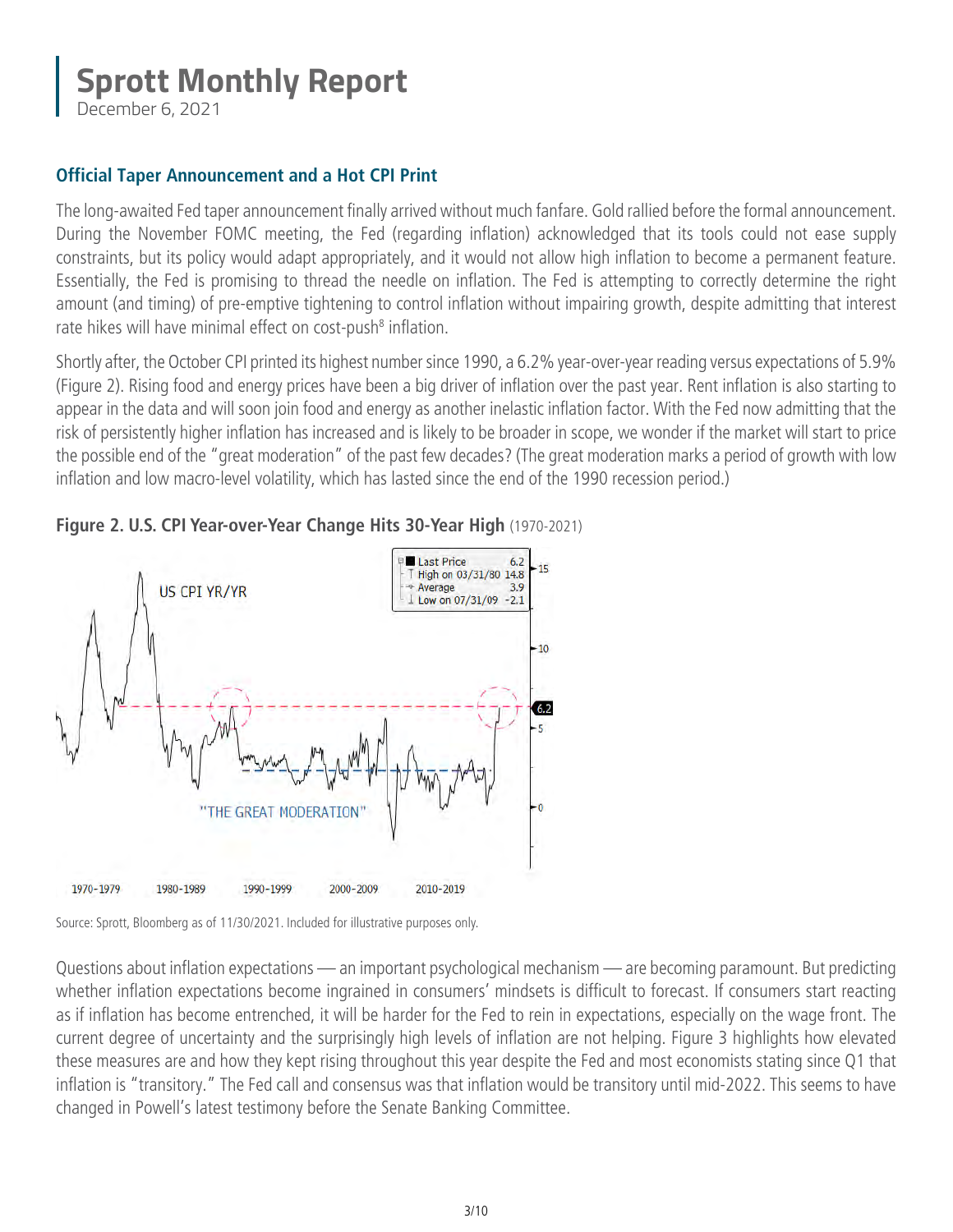## Official Taper Announcement and a Hot CPI Print

The long-awaited Fed taper announcement finally arrived without much fanfare. Gold rallied before the formal announcement. During the November FOMC meeting, the Fed (regarding inflation) acknowledged that its tools could not ease supply constraints, but its policy would adapt appropriately, and it would not allow high inflation to become a permanent feature. Essentially, the Fed is promising to thread the needle on inflation. The Fed is attempting to correctly determine the right amount (and timing) of pre-emptive tightening to control inflation without impairing growth, despite admitting that interest rate hikes will have minimal effect on cost-push[8] inflation.

Shortly after, the October CPI printed its highest number since 1990, a 6.2% year-over-year reading versus expectations of 5.9% (Figure 2). Rising food and energy prices have been a big driver of inflation over the past year. Rent inflation is also starting to appear in the data and will soon join food and energy as another inelastic inflation factor. With the Fed now admitting that the risk of persistently higher inflation has increased and is likely to be broader in scope, we wonder if the market will start to price the possible end of the "great moderation" of the past few decades? (The great moderation marks a period of growth with low inflation and low macro-level volatility, which has lasted since the end of the 1990 recession period.)

**Figure 2. U.S. CPI Year-over-Year Change Hits 30-Year High** (1970-2021)

Source: Sprott, Bloomberg as of 11/30/2021. Included for illustrative purposes only.

Questions about inflation expectations — an important psychological mechanism — are becoming paramount. But predicting whether inflation expectations become ingrained in consumers' mindsets is difficult to forecast. If consumers start reacting as if inflation has become entrenched, it will be harder for the Fed to rein in expectations, especially on the wage front. The current degree of uncertainty and the surprisingly high levels of inflation are not helping. Figure 3 highlights how elevated these measures are and how they kept rising throughout this year despite the Fed and most economists stating since Q1 that inflation is "transitory." The Fed call and consensus was that inflation would be transitory until mid-2022. This seems to have changed in Powell's latest testimony before the Senate Banking Committee.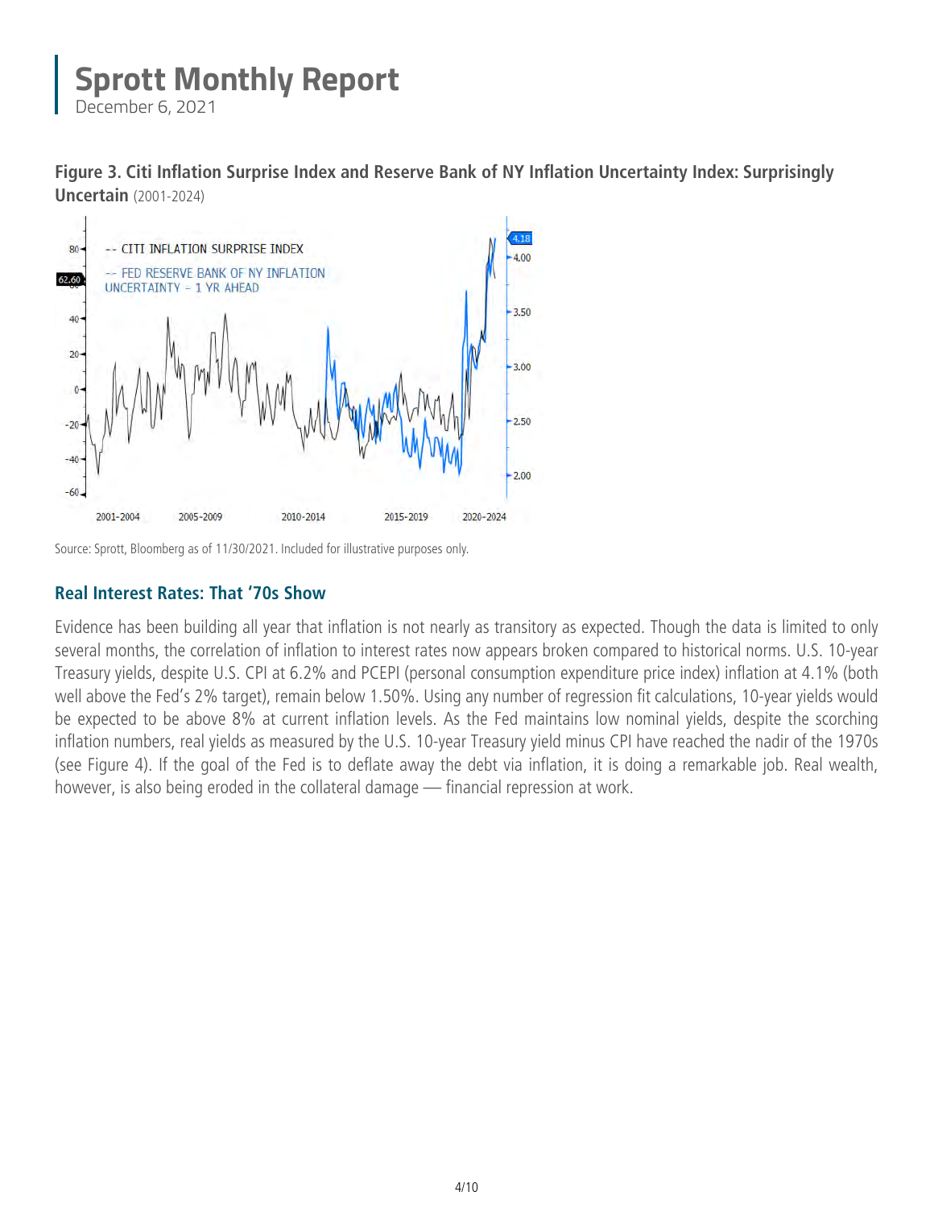**Figure 3. Citi Inflation Surprise Index and Reserve Bank of NY Inflation Uncertainty Index: Surprisingly Uncertain** (2001-2024)

Source: Sprott, Bloomberg as of 11/30/2021. Included for illustrative purposes only.

## Real Interest Rates: That '70s Show

Evidence has been building all year that inflation is not nearly as transitory as expected. Though the data is limited to only several months, the correlation of inflation to interest rates now appears broken compared to historical norms. U.S. 10-year Treasury yields, despite U.S. CPI at 6.2% and PCEPI (personal consumption expenditure price index) inflation at 4.1% (both well above the Fed's 2% target), remain below 1.50%. Using any number of regression fit calculations, 10-year yields would be expected to be above 8% at current inflation levels. As the Fed maintains low nominal yields, despite the scorching inflation numbers, real yields as measured by the U.S. 10-year Treasury yield minus CPI have reached the nadir of the 1970s (see Figure 4). If the goal of the Fed is to deflate away the debt via inflation, it is doing a remarkable job. Real wealth, however, is also being eroded in the collateral damage — financial repression at work.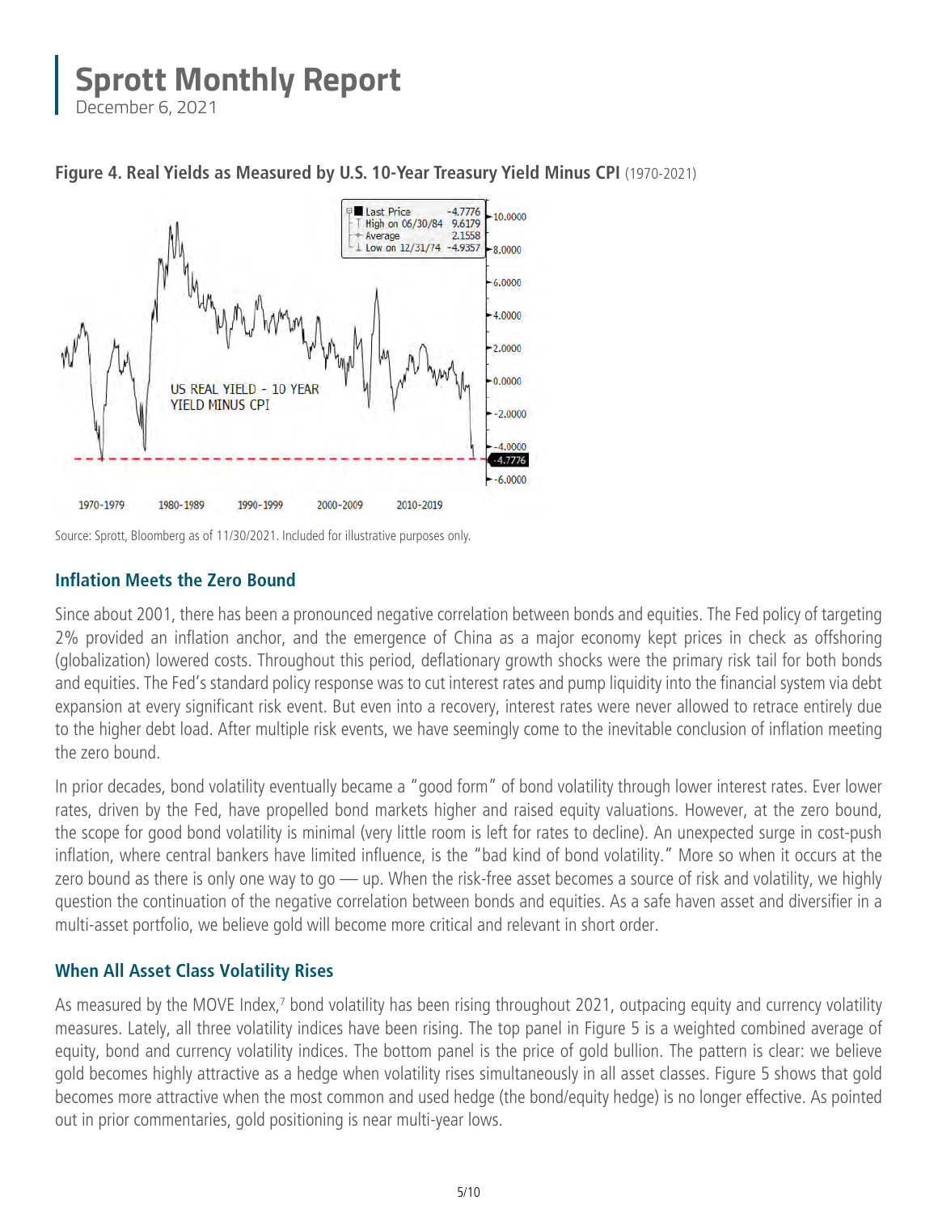**Figure 4. Real Yields as Measured by U.S. 10-Year Treasury Yield Minus CPI** (1970-2021)

Source: Sprott, Bloomberg as of 11/30/2021. Included for illustrative purposes only.

## Inflation Meets the Zero Bound

Since about 2001, there has been a pronounced negative correlation between bonds and equities. The Fed policy of targeting 2% provided an inflation anchor, and the emergence of China as a major economy kept prices in check as offshoring (globalization) lowered costs. Throughout this period, deflationary growth shocks were the primary risk tail for both bonds and equities. The Fed's standard policy response was to cut interest rates and pump liquidity into the financial system via debt expansion at every significant risk event. But even into a recovery, interest rates were never allowed to retrace entirely due to the higher debt load. After multiple risk events, we have seemingly come to the inevitable conclusion of inflation meeting the zero bound.

In prior decades, bond volatility eventually became a "good form" of bond volatility through lower interest rates. Ever lower rates, driven by the Fed, have propelled bond markets higher and raised equity valuations. However, at the zero bound, the scope for good bond volatility is minimal (very little room is left for rates to decline). An unexpected surge in cost-push inflation, where central bankers have limited influence, is the "bad kind of bond volatility." More so when it occurs at the zero bound as there is only one way to go — up. When the risk-free asset becomes a source of risk and volatility, we highly question the continuation of the negative correlation between bonds and equities. As a safe haven asset and diversifier in a multi-asset portfolio, we believe gold will become more critical and relevant in short order.

## When All Asset Class Volatility Rises

As measured by the MOVE Index,[7] bond volatility has been rising throughout 2021, outpacing equity and currency volatility measures. Lately, all three volatility indices have been rising. The top panel in Figure 5 is a weighted combined average of equity, bond and currency volatility indices. The bottom panel is the price of gold bullion. The pattern is clear: we believe gold becomes highly attractive as a hedge when volatility rises simultaneously in all asset classes. Figure 5 shows that gold becomes more attractive when the most common and used hedge (the bond/equity hedge) is no longer effective. As pointed out in prior commentaries, gold positioning is near multi-year lows.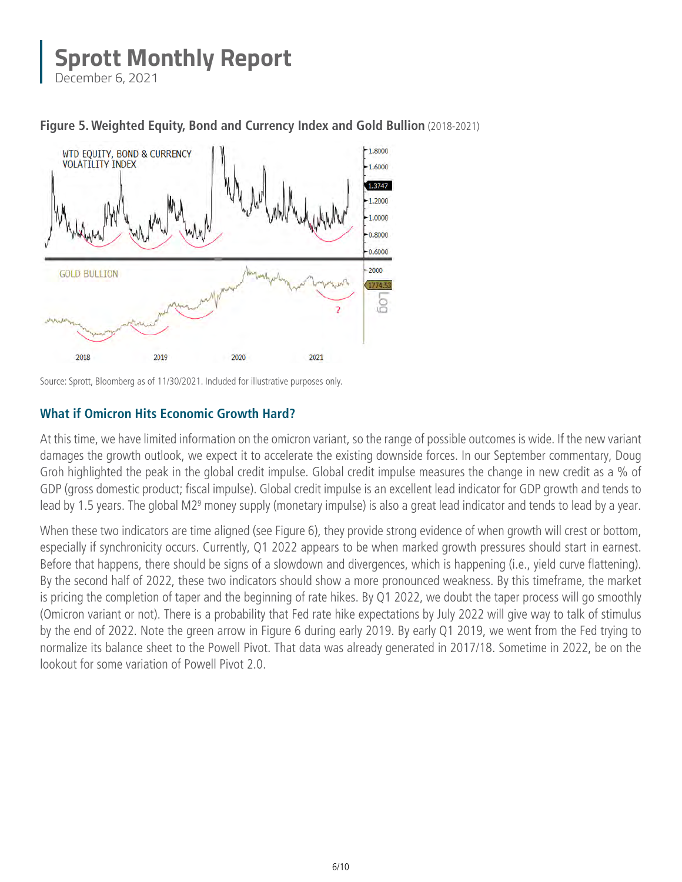**Figure 5. Weighted Equity, Bond and Currency Index and Gold Bullion** (2018-2021)

Source: Sprott, Bloomberg as of 11/30/2021. Included for illustrative purposes only.

## What if Omicron Hits Economic Growth Hard?

At this time, we have limited information on the omicron variant, so the range of possible outcomes is wide. If the new variant damages the growth outlook, we expect it to accelerate the existing downside forces. In our September commentary, Doug Groh highlighted the peak in the global credit impulse. Global credit impulse measures the change in new credit as a % of GDP (gross domestic product; fiscal impulse). Global credit impulse is an excellent lead indicator for GDP growth and tends to lead by 1.5 years. The global M2[9] money supply (monetary impulse) is also a great lead indicator and tends to lead by a year.

When these two indicators are time aligned (see Figure 6), they provide strong evidence of when growth will crest or bottom, especially if synchronicity occurs. Currently, Q1 2022 appears to be when marked growth pressures should start in earnest. Before that happens, there should be signs of a slowdown and divergences, which is happening (i.e., yield curve flattening). By the second half of 2022, these two indicators should show a more pronounced weakness. By this timeframe, the market is pricing the completion of taper and the beginning of rate hikes. By Q1 2022, we doubt the taper process will go smoothly (Omicron variant or not). There is a probability that Fed rate hike expectations by July 2022 will give way to talk of stimulus by the end of 2022. Note the green arrow in Figure 6 during early 2019. By early Q1 2019, we went from the Fed trying to normalize its balance sheet to the Powell Pivot. That data was already generated in 2017/18. Sometime in 2022, be on the lookout for some variation of Powell Pivot 2.0.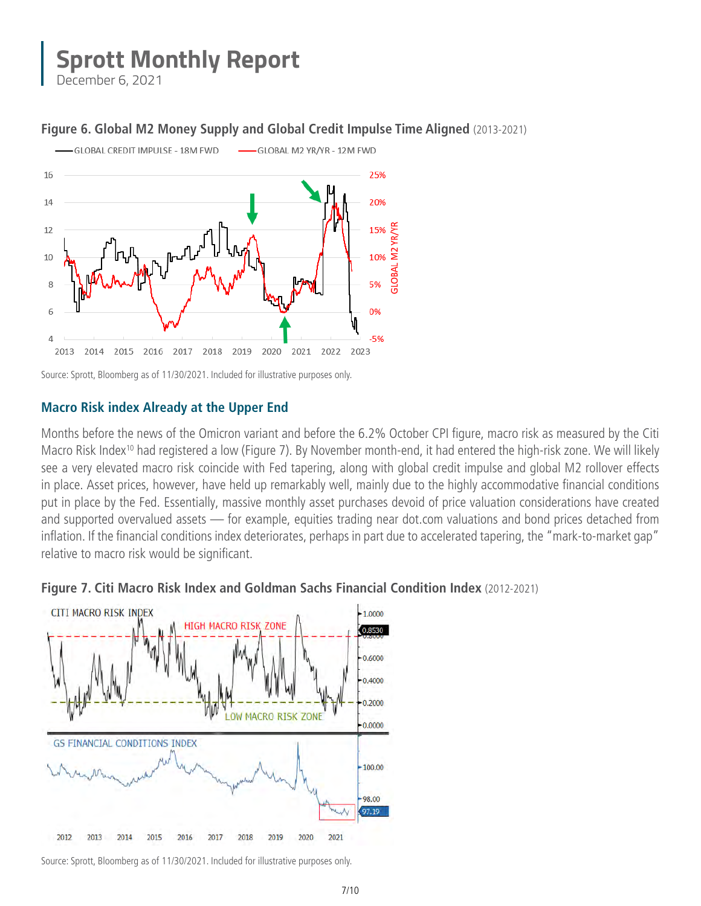**Figure 6. Global M2 Money Supply and Global Credit Impulse Time Aligned** (2013-2021)

Source: Sprott, Bloomberg as of 11/30/2021. Included for illustrative purposes only.

## Macro Risk index Already at the Upper End

Months before the news of the Omicron variant and before the 6.2% October CPI figure, macro risk as measured by the Citi Macro Risk Index[10] had registered a low (Figure 7). By November month-end, it had entered the high-risk zone. We will likely see a very elevated macro risk coincide with Fed tapering, along with global credit impulse and global M2 rollover effects in place. Asset prices, however, have held up remarkably well, mainly due to the highly accommodative financial conditions put in place by the Fed. Essentially, massive monthly asset purchases devoid of price valuation considerations have created and supported overvalued assets — for example, equities trading near dot.com valuations and bond prices detached from inflation. If the financial conditions index deteriorates, perhaps in part due to accelerated tapering, the "mark-to-market gap" relative to macro risk would be significant.

**Figure 7. Citi Macro Risk Index and Goldman Sachs Financial Condition Index** (2012-2021)

Source: Sprott, Bloomberg as of 11/30/2021. Included for illustrative purposes only.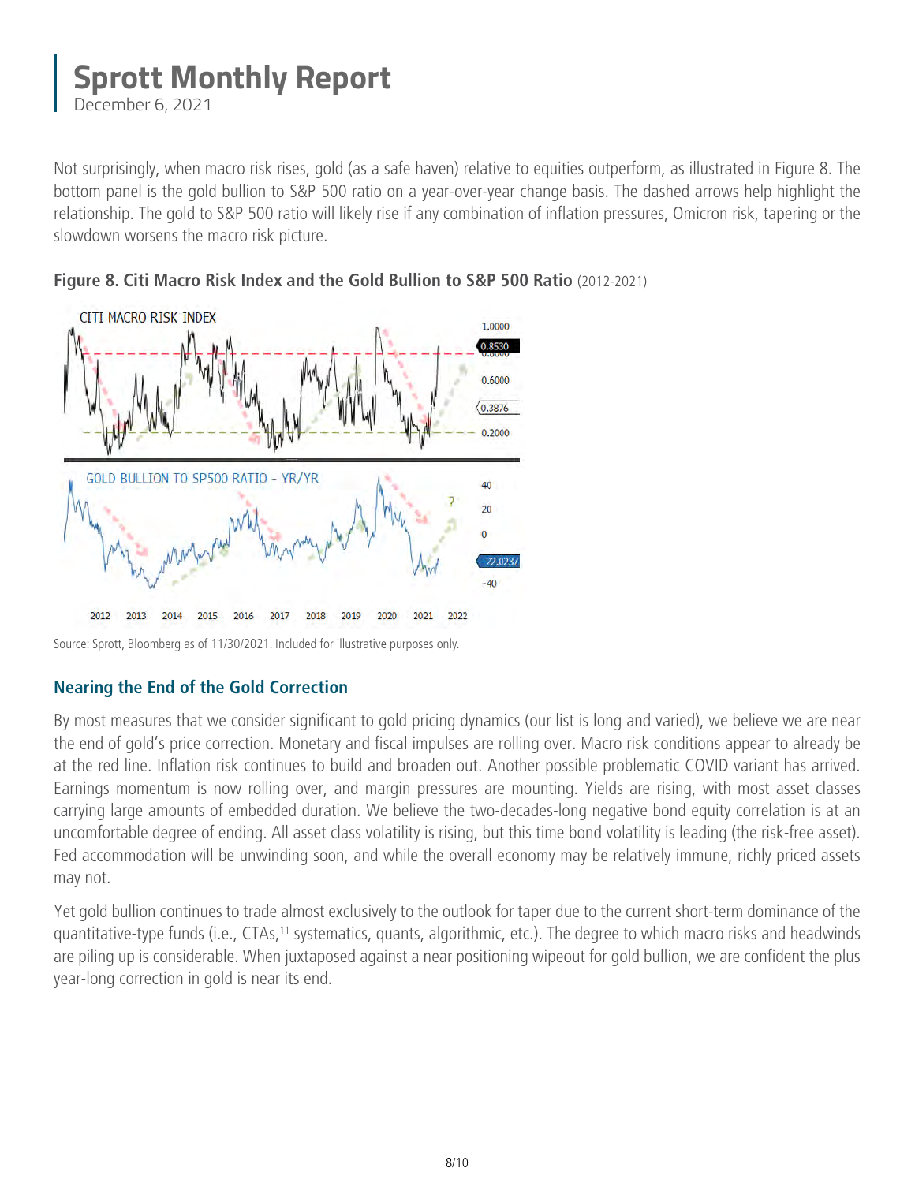Not surprisingly, when macro risk rises, gold (as a safe haven) relative to equities outperform, as illustrated in Figure 8. The bottom panel is the gold bullion to S&P 500 ratio on a year-over-year change basis. The dashed arrows help highlight the relationship. The gold to S&P 500 ratio will likely rise if any combination of inflation pressures, Omicron risk, tapering or the slowdown worsens the macro risk picture.

**Figure 8. Citi Macro Risk Index and the Gold Bullion to S&P 500 Ratio** (2012-2021)

Source: Sprott, Bloomberg as of 11/30/2021. Included for illustrative purposes only.

## Nearing the End of the Gold Correction

By most measures that we consider significant to gold pricing dynamics (our list is long and varied), we believe we are near the end of gold's price correction. Monetary and fiscal impulses are rolling over. Macro risk conditions appear to already be at the red line. Inflation risk continues to build and broaden out. Another possible problematic COVID variant has arrived. Earnings momentum is now rolling over, and margin pressures are mounting. Yields are rising, with most asset classes carrying large amounts of embedded duration. We believe the two-decades-long negative bond equity correlation is at an uncomfortable degree of ending. All asset class volatility is rising, but this time bond volatility is leading (the risk-free asset). Fed accommodation will be unwinding soon, and while the overall economy may be relatively immune, richly priced assets may not.

Yet gold bullion continues to trade almost exclusively to the outlook for taper due to the current short-term dominance of the quantitative-type funds (i.e., CTAs,[11] systematics, quants, algorithmic, etc.). The degree to which macro risks and headwinds are piling up is considerable. When juxtaposed against a near positioning wipeout for gold bullion, we are confident the plus year-long correction in gold is near its end.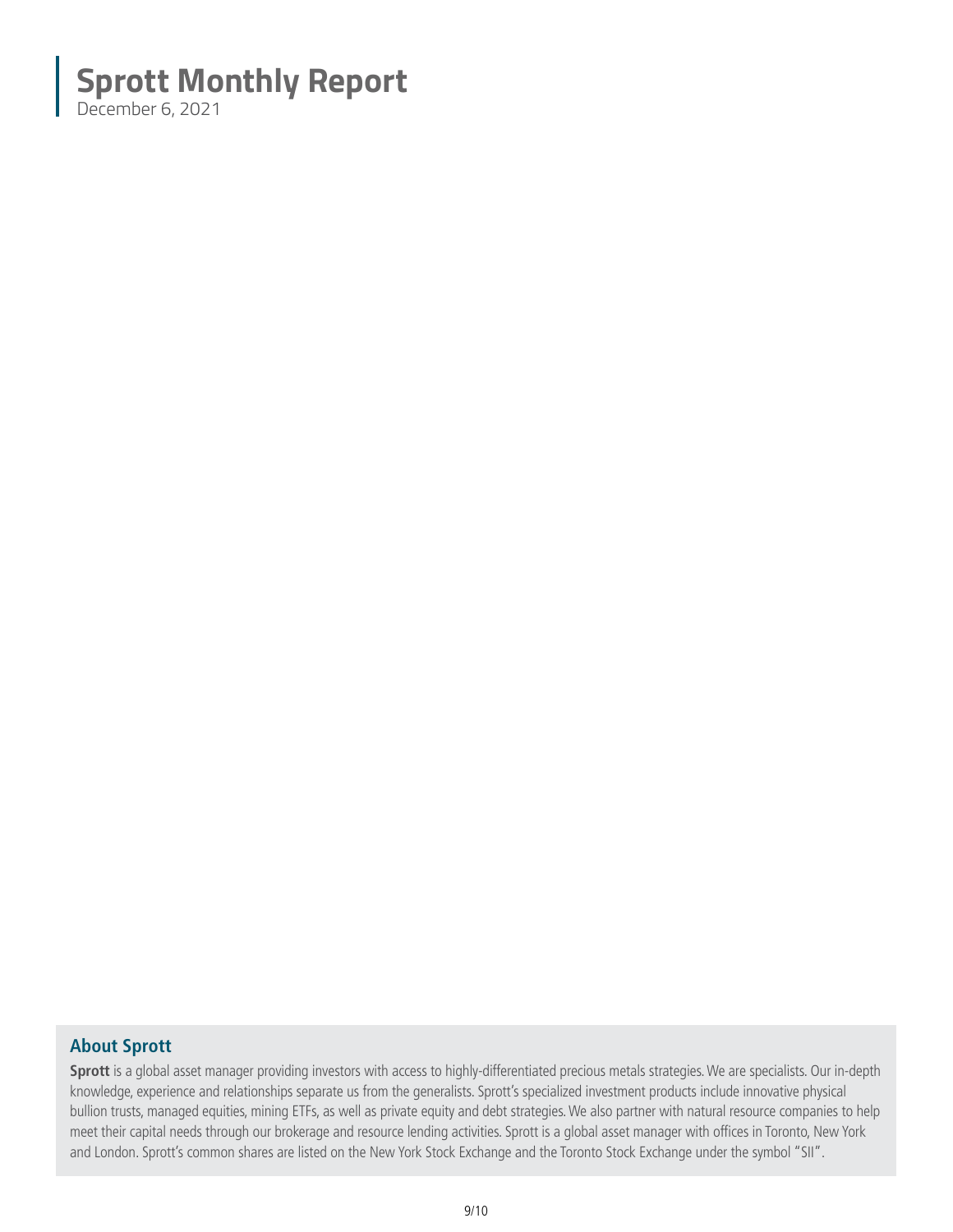## About Sprott

**Sprott** is a global asset manager providing investors with access to highly-differentiated precious metals strategies. We are specialists. Our in-depth knowledge, experience and relationships separate us from the generalists. Sprott's specialized investment products include innovative physical bullion trusts, managed equities, mining ETFs, as well as private equity and debt strategies. We also partner with natural resource companies to help meet their capital needs through our brokerage and resource lending activities. Sprott is a global asset manager with offices in Toronto, New York and London. Sprott's common shares are listed on the New York Stock Exchange and the Toronto Stock Exchange under the symbol "SII".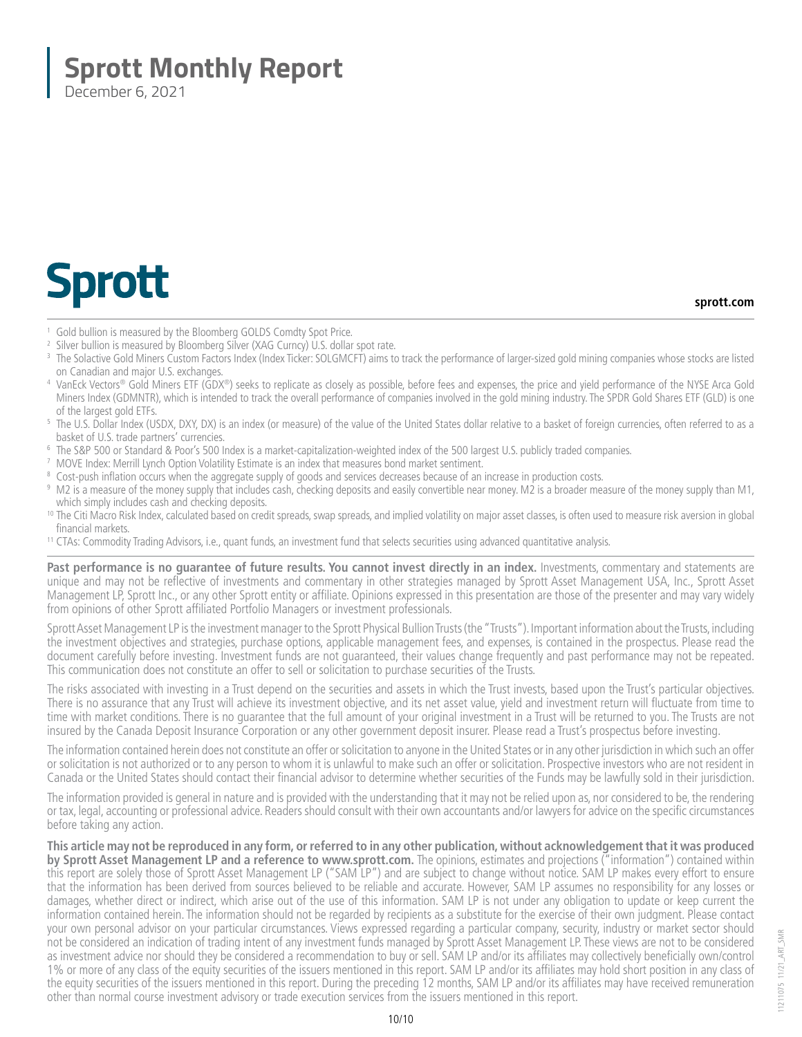Sprott

sprott.com

[1] Gold bullion is measured by the Bloomberg GOLDS Comdty Spot Price.

[2] Silver bullion is measured by Bloomberg Silver (XAG Curncy) U.S. dollar spot rate.

[3] The Solactive Gold Miners Custom Factors Index (Index Ticker: SOLGMCFT) aims to track the performance of larger-sized gold mining companies whose stocks are listed on Canadian and major U.S. exchanges.

[4] VanEck Vectors® Gold Miners ETF (GDX®) seeks to replicate as closely as possible, before fees and expenses, the price and yield performance of the NYSE Arca Gold Miners Index (GDMNTR), which is intended to track the overall performance of companies involved in the gold mining industry. The SPDR Gold Shares ETF (GLD) is one of the largest gold ETFs.

[5] The U.S. Dollar Index (USDX, DXY, DX) is an index (or measure) of the value of the United States dollar relative to a basket of foreign currencies, often referred to as a basket of U.S. trade partners' currencies.

[6] The S&P 500 or Standard & Poor's 500 Index is a market-capitalization-weighted index of the 500 largest U.S. publicly traded companies.

[7] MOVE Index: Merrill Lynch Option Volatility Estimate is an index that measures bond market sentiment.

[8] Cost-push inflation occurs when the aggregate supply of goods and services decreases because of an increase in production costs.

[9] M2 is a measure of the money supply that includes cash, checking deposits and easily convertible near money. M2 is a broader measure of the money supply than M1, which simply includes cash and checking deposits.

[10] The Citi Macro Risk Index, calculated based on credit spreads, swap spreads, and implied volatility on major asset classes, is often used to measure risk aversion in global financial markets.

[11] CTAs: Commodity Trading Advisors, i.e., quant funds, an investment fund that selects securities using advanced quantitative analysis.

**Past performance is no guarantee of future results. You cannot invest directly in an index.** Investments, commentary and statements are unique and may not be reflective of investments and commentary in other strategies managed by Sprott Asset Management USA, Inc., Sprott Asset Management LP, Sprott Inc., or any other Sprott entity or affiliate. Opinions expressed in this presentation are those of the presenter and may vary widely from opinions of other Sprott affiliated Portfolio Managers or investment professionals.

Sprott Asset Management LP is the investment manager to the Sprott Physical Bullion Trusts (the "Trusts"). Important information about the Trusts, including the investment objectives and strategies, purchase options, applicable management fees, and expenses, is contained in the prospectus. Please read the document carefully before investing. Investment funds are not guaranteed, their values change frequently and past performance may not be repeated. This communication does not constitute an offer to sell or solicitation to purchase securities of the Trusts.

The risks associated with investing in a Trust depend on the securities and assets in which the Trust invests, based upon the Trust's particular objectives. There is no assurance that any Trust will achieve its investment objective, and its net asset value, yield and investment return will fluctuate from time to time with market conditions. There is no guarantee that the full amount of your original investment in a Trust will be returned to you. The Trusts are not insured by the Canada Deposit Insurance Corporation or any other government deposit insurer. Please read a Trust's prospectus before investing.

The information contained herein does not constitute an offer or solicitation to anyone in the United States or in any other jurisdiction in which such an offer or solicitation is not authorized or to any person to whom it is unlawful to make such an offer or solicitation. Prospective investors who are not resident in Canada or the United States should contact their financial advisor to determine whether securities of the Funds may be lawfully sold in their jurisdiction.

The information provided is general in nature and is provided with the understanding that it may not be relied upon as, nor considered to be, the rendering or tax, legal, accounting or professional advice. Readers should consult with their own accountants and/or lawyers for advice on the specific circumstances before taking any action.

**This article may not be reproduced in any form, or referred to in any other publication, without acknowledgement that it was produced by Sprott Asset Management LP and a reference to www.sprott.com.** The opinions, estimates and projections ("information") contained within this report are solely those of Sprott Asset Management LP ("SAM LP") and are subject to change without notice. SAM LP makes every effort to ensure that the information has been derived from sources believed to be reliable and accurate. However, SAM LP assumes no responsibility for any losses or damages, whether direct or indirect, which arise out of the use of this information. SAM LP is not under any obligation to update or keep current the information contained herein. The information should not be regarded by recipients as a substitute for the exercise of their own judgment. Please contact your own personal advisor on your particular circumstances. Views expressed regarding a particular company, security, industry or market sector should not be considered an indication of trading intent of any investment funds managed by Sprott Asset Management LP. These views are not to be considered as investment advice nor should they be considered a recommendation to buy or sell. SAM LP and/or its affiliates may collectively beneficially own/control 1% or more of any class of the equity securities of the issuers mentioned in this report. SAM LP and/or its affiliates may hold short position in any class of the equity securities of the issuers mentioned in this report. During the preceding 12 months, SAM LP and/or its affiliates may have received remuneration other than normal course investment advisory or trade execution services from the issuers mentioned in this report.

1211075 11/21_ART_SMR